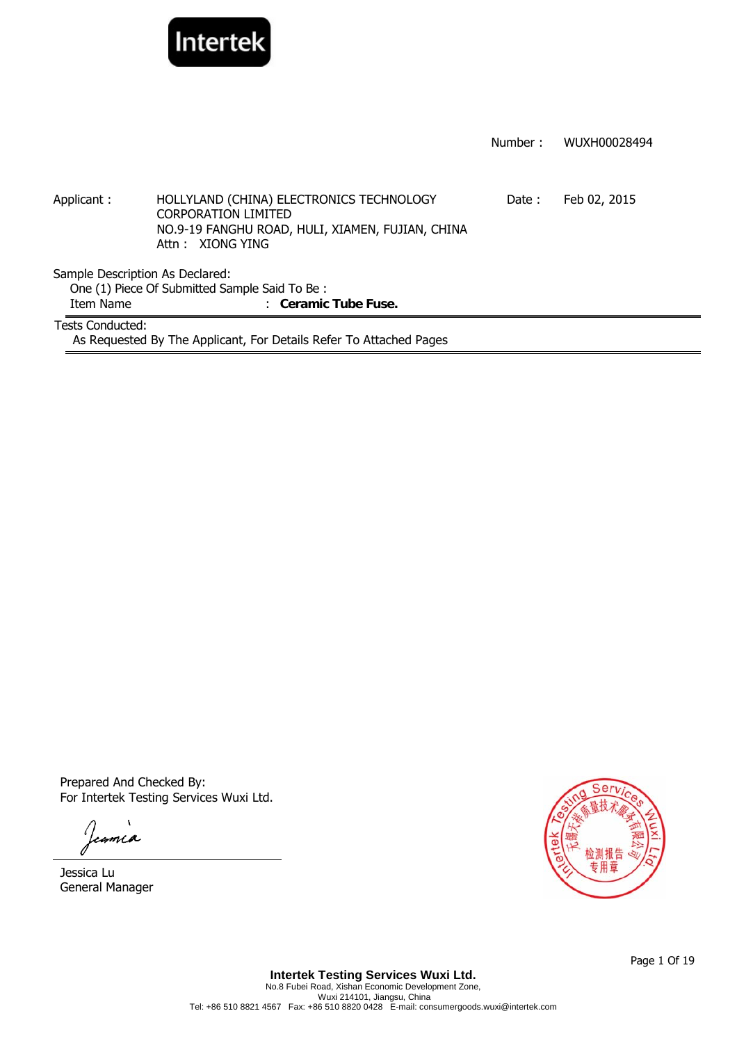Intertek

Number : WUXH00028494

| | | | |
|---|---|---|---|
| Applicant : | HOLLYLAND (CHINA) ELECTRONICS TECHNOLOGY CORPORATION LIMITED<br>NO.9-19 FANGHU ROAD, HULI, XIAMEN, FUJIAN, CHINA<br>Attn : XIONG YING | Date : | Feb 02, 2015 |

Sample Description As Declared:

One (1) Piece Of Submitted Sample Said To Be :

Item Name : **Ceramic Tube Fuse.**

Tests Conducted:

As Requested By The Applicant, For Details Refer To Attached Pages

Prepared And Checked By:

For Intertek Testing Services Wuxi Ltd.

Jessica Lu

General Manager

Intertek Testing Services Wuxi Ltd. 无锡天祥质量技术服务有限公司 检测报告专用章

**Intertek Testing Services Wuxi Ltd.**

No.8 Fubei Road, Xishan Economic Development Zone,

Wuxi 214101, Jiangsu, China

Tel: +86 510 8821 4567 Fax: +86 510 8820 0428 E-mail: consumergoods.wuxi@intertek.com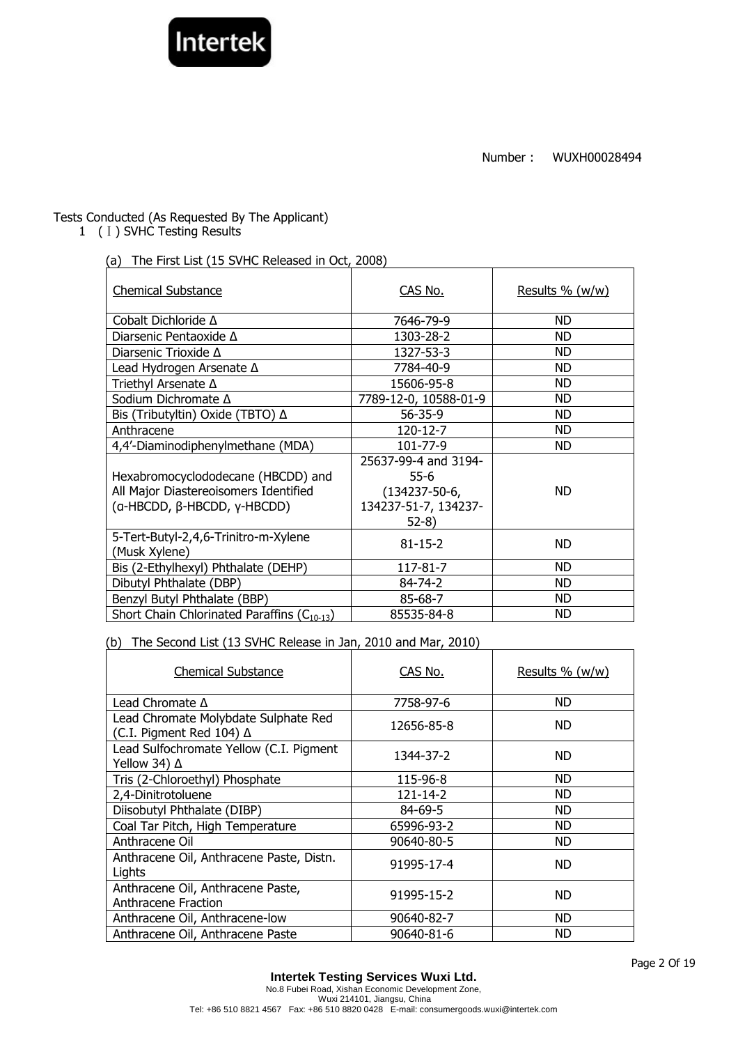Number： WUXH00028494

Tests Conducted (As Requested By The Applicant)

1 (Ⅰ) SVHC Testing Results

(a) The First List (15 SVHC Released in Oct, 2008)

| Chemical Substance | CAS No. | Results % (w/w) |
|---|---|---|
| Cobalt Dichloride Δ | 7646-79-9 | ND |
| Diarsenic Pentaoxide Δ | 1303-28-2 | ND |
| Diarsenic Trioxide Δ | 1327-53-3 | ND |
| Lead Hydrogen Arsenate Δ | 7784-40-9 | ND |
| Triethyl Arsenate Δ | 15606-95-8 | ND |
| Sodium Dichromate Δ | 7789-12-0, 10588-01-9 | ND |
| Bis (Tributyltin) Oxide (TBTO) Δ | 56-35-9 | ND |
| Anthracene | 120-12-7 | ND |
| 4,4'-Diaminodiphenylmethane (MDA) | 101-77-9 | ND |
| Hexabromocyclododecane (HBCDD) and All Major Diastereoisomers Identified (α-HBCDD, β-HBCDD, γ-HBCDD) | 25637-99-4 and 3194-55-6 (134237-50-6, 134237-51-7, 134237-52-8) | ND |
| 5-Tert-Butyl-2,4,6-Trinitro-m-Xylene (Musk Xylene) | 81-15-2 | ND |
| Bis (2-Ethylhexyl) Phthalate (DEHP) | 117-81-7 | ND |
| Dibutyl Phthalate (DBP) | 84-74-2 | ND |
| Benzyl Butyl Phthalate (BBP) | 85-68-7 | ND |
| Short Chain Chlorinated Paraffins ($C_{10-13}$) | 85535-84-8 | ND |

(b) The Second List (13 SVHC Release in Jan, 2010 and Mar, 2010)

| Chemical Substance | CAS No. | Results % (w/w) |
|---|---|---|
| Lead Chromate Δ | 7758-97-6 | ND |
| Lead Chromate Molybdate Sulphate Red (C.I. Pigment Red 104) Δ | 12656-85-8 | ND |
| Lead Sulfochromate Yellow (C.I. Pigment Yellow 34) Δ | 1344-37-2 | ND |
| Tris (2-Chloroethyl) Phosphate | 115-96-8 | ND |
| 2,4-Dinitrotoluene | 121-14-2 | ND |
| Diisobutyl Phthalate (DIBP) | 84-69-5 | ND |
| Coal Tar Pitch, High Temperature | 65996-93-2 | ND |
| Anthracene Oil | 90640-80-5 | ND |
| Anthracene Oil, Anthracene Paste, Distn. Lights | 91995-17-4 | ND |
| Anthracene Oil, Anthracene Paste, Anthracene Fraction | 91995-15-2 | ND |
| Anthracene Oil, Anthracene-low | 90640-82-7 | ND |
| Anthracene Oil, Anthracene Paste | 90640-81-6 | ND |

**Intertek Testing Services Wuxi Ltd.**
No.8 Fubei Road, Xishan Economic Development Zone,
Wuxi 214101, Jiangsu, China
Tel: +86 510 8821 4567 Fax: +86 510 8820 0428 E-mail: consumergoods.wuxi@intertek.com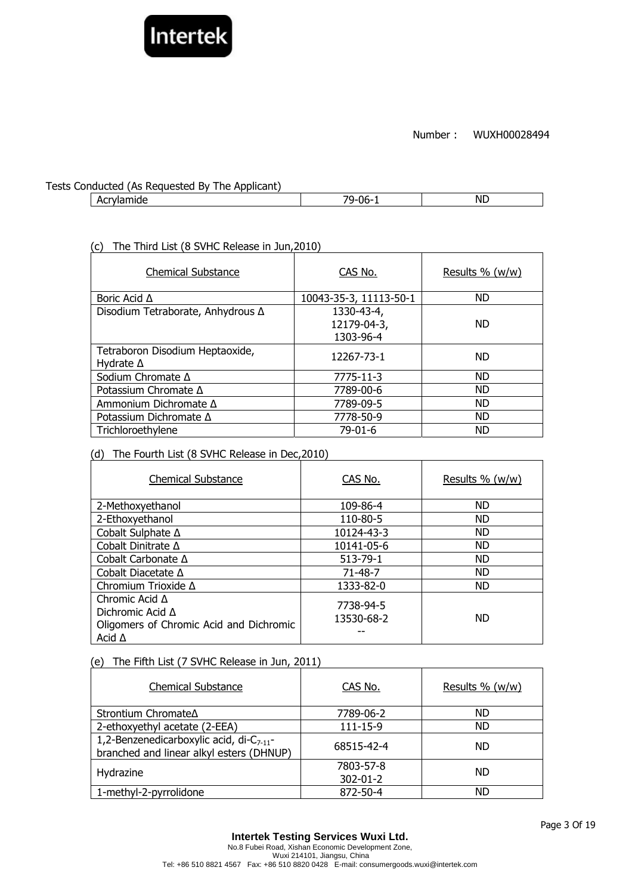Number： WUXH00028494

Tests Conducted (As Requested By The Applicant)

| Acrylamide | 79-06-1 | ND |
|---|---|---|

(c) The Third List (8 SVHC Release in Jun,2010)

| Chemical Substance | CAS No. | Results % (w/w) |
|---|---|---|
| Boric Acid Δ | 10043-35-3, 11113-50-1 | ND |
| Disodium Tetraborate, Anhydrous Δ | 1330-43-4, 12179-04-3, 1303-96-4 | ND |
| Tetraboron Disodium Heptaoxide, Hydrate Δ | 12267-73-1 | ND |
| Sodium Chromate Δ | 7775-11-3 | ND |
| Potassium Chromate Δ | 7789-00-6 | ND |
| Ammonium Dichromate Δ | 7789-09-5 | ND |
| Potassium Dichromate Δ | 7778-50-9 | ND |
| Trichloroethylene | 79-01-6 | ND |

(d) The Fourth List (8 SVHC Release in Dec,2010)

| Chemical Substance | CAS No. | Results % (w/w) |
|---|---|---|
| 2-Methoxyethanol | 109-86-4 | ND |
| 2-Ethoxyethanol | 110-80-5 | ND |
| Cobalt Sulphate Δ | 10124-43-3 | ND |
| Cobalt Dinitrate Δ | 10141-05-6 | ND |
| Cobalt Carbonate Δ | 513-79-1 | ND |
| Cobalt Diacetate Δ | 71-48-7 | ND |
| Chromium Trioxide Δ | 1333-82-0 | ND |
| Chromic Acid Δ<br>Dichromic Acid Δ<br>Oligomers of Chromic Acid and Dichromic Acid Δ | 7738-94-5<br>13530-68-2<br>-- | ND |

(e) The Fifth List (7 SVHC Release in Jun, 2011)

| Chemical Substance | CAS No. | Results % (w/w) |
|---|---|---|
| Strontium ChromateΔ | 7789-06-2 | ND |
| 2-ethoxyethyl acetate (2-EEA) | 111-15-9 | ND |
| 1,2-Benzenedicarboxylic acid, di-$C_{7-11}$-branched and linear alkyl esters (DHNUP) | 68515-42-4 | ND |
| Hydrazine | 7803-57-8<br>302-01-2 | ND |
| 1-methyl-2-pyrrolidone | 872-50-4 | ND |

**Intertek Testing Services Wuxi Ltd.**
No.8 Fubei Road, Xishan Economic Development Zone,
Wuxi 214101, Jiangsu, China
Tel: +86 510 8821 4567 Fax: +86 510 8820 0428 E-mail: consumergoods.wuxi@intertek.com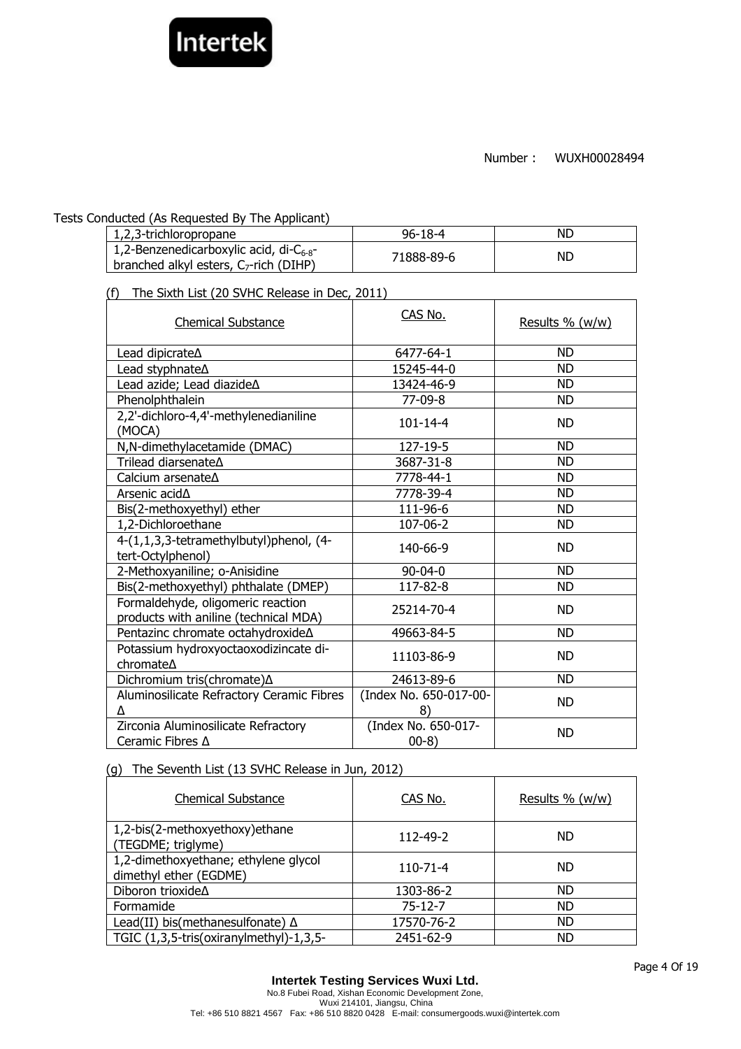Number： WUXH00028494

Tests Conducted (As Requested By The Applicant)

| 1,2,3-trichloropropane | 96-18-4 | ND |
|---|---|---|
| 1,2-Benzenedicarboxylic acid, di-$C_{6-8}$-branched alkyl esters, $C_7$-rich (DIHP) | 71888-89-6 | ND |

(f) The Sixth List (20 SVHC Release in Dec, 2011)

| Chemical Substance | CAS No. | Results % (w/w) |
|---|---|---|
| Lead dipicrateΔ | 6477-64-1 | ND |
| Lead styphnateΔ | 15245-44-0 | ND |
| Lead azide; Lead diazideΔ | 13424-46-9 | ND |
| Phenolphthalein | 77-09-8 | ND |
| 2,2'-dichloro-4,4'-methylenedianiline (MOCA) | 101-14-4 | ND |
| N,N-dimethylacetamide (DMAC) | 127-19-5 | ND |
| Trilead diarsenateΔ | 3687-31-8 | ND |
| Calcium arsenateΔ | 7778-44-1 | ND |
| Arsenic acidΔ | 7778-39-4 | ND |
| Bis(2-methoxyethyl) ether | 111-96-6 | ND |
| 1,2-Dichloroethane | 107-06-2 | ND |
| 4-(1,1,3,3-tetramethylbutyl)phenol, (4-tert-Octylphenol) | 140-66-9 | ND |
| 2-Methoxyaniline; o-Anisidine | 90-04-0 | ND |
| Bis(2-methoxyethyl) phthalate (DMEP) | 117-82-8 | ND |
| Formaldehyde, oligomeric reaction products with aniline (technical MDA) | 25214-70-4 | ND |
| Pentazinc chromate octahydroxideΔ | 49663-84-5 | ND |
| Potassium hydroxyoctaoxodizincate di-chromateΔ | 11103-86-9 | ND |
| Dichromium tris(chromate)Δ | 24613-89-6 | ND |
| Aluminosilicate Refractory Ceramic Fibres Δ | (Index No. 650-017-00-8) | ND |
| Zirconia Aluminosilicate Refractory Ceramic Fibres Δ | (Index No. 650-017-00-8) | ND |

(g) The Seventh List (13 SVHC Release in Jun, 2012)

| Chemical Substance | CAS No. | Results % (w/w) |
|---|---|---|
| 1,2-bis(2-methoxyethoxy)ethane (TEGDME; triglyme) | 112-49-2 | ND |
| 1,2-dimethoxyethane; ethylene glycol dimethyl ether (EGDME) | 110-71-4 | ND |
| Diboron trioxideΔ | 1303-86-2 | ND |
| Formamide | 75-12-7 | ND |
| Lead(II) bis(methanesulfonate) Δ | 17570-76-2 | ND |
| TGIC (1,3,5-tris(oxiranylmethyl)-1,3,5- | 2451-62-9 | ND |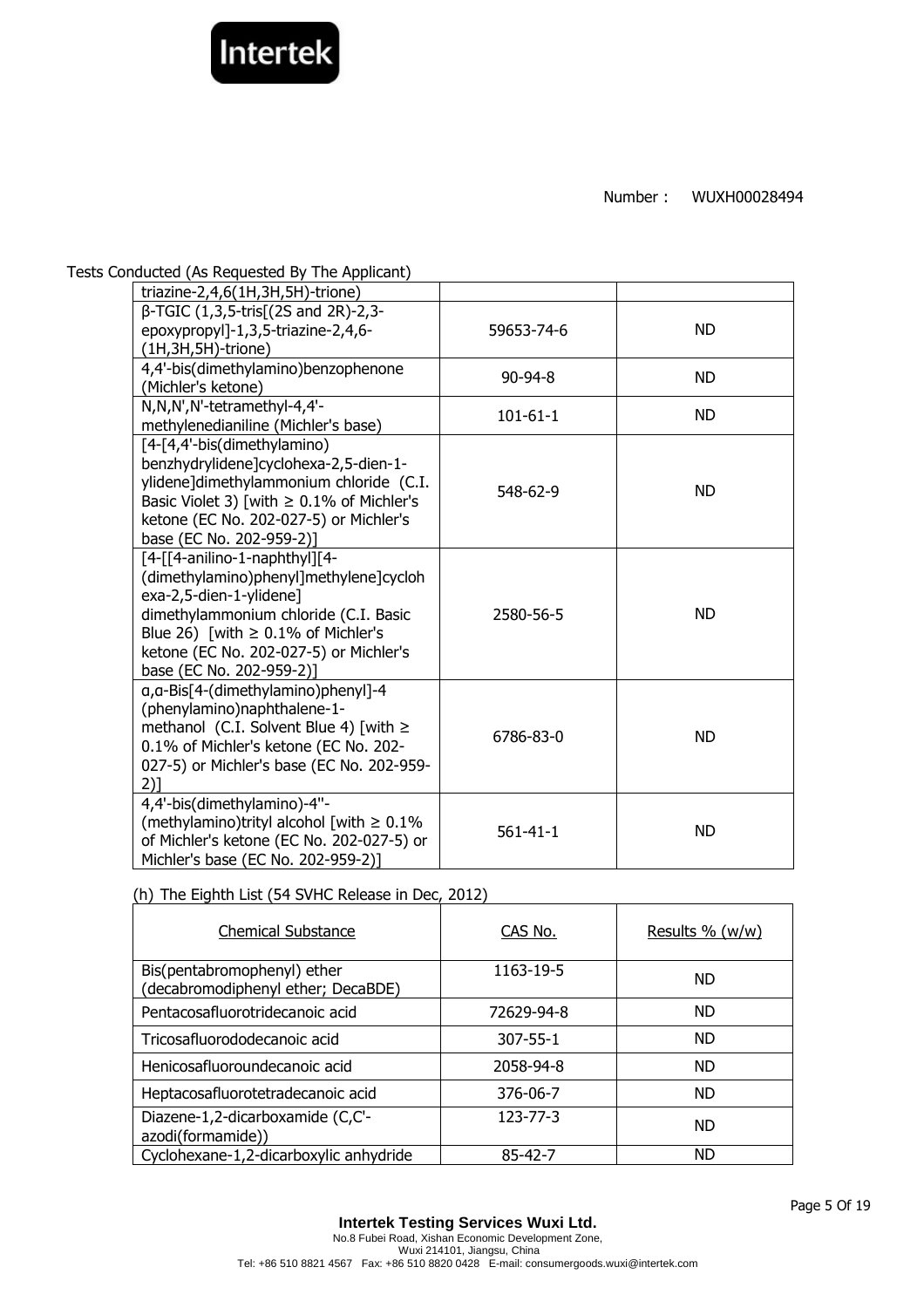Number： WUXH00028494

Tests Conducted (As Requested By The Applicant)

| | | |
|---|---|---|
| triazine-2,4,6(1H,3H,5H)-trione) | | |
| β-TGIC (1,3,5-tris[(2S and 2R)-2,3-epoxypropyl]-1,3,5-triazine-2,4,6-(1H,3H,5H)-trione) | 59653-74-6 | ND |
| 4,4'-bis(dimethylamino)benzophenone (Michler's ketone) | 90-94-8 | ND |
| N,N,N',N'-tetramethyl-4,4'-methylenedianiline (Michler's base) | 101-61-1 | ND |
| [4-[4,4'-bis(dimethylamino) benzhydrylidene]cyclohexa-2,5-dien-1-ylidene]dimethylammonium chloride (C.I. Basic Violet 3) [with ≥ 0.1% of Michler's ketone (EC No. 202-027-5) or Michler's base (EC No. 202-959-2)] | 548-62-9 | ND |
| [4-[[4-anilino-1-naphthyl][4-(dimethylamino)phenyl]methylene]cyclohexa-2,5-dien-1-ylidene] dimethylammonium chloride (C.I. Basic Blue 26) [with ≥ 0.1% of Michler's ketone (EC No. 202-027-5) or Michler's base (EC No. 202-959-2)] | 2580-56-5 | ND |
| α,α-Bis[4-(dimethylamino)phenyl]-4 (phenylamino)naphthalene-1-methanol (C.I. Solvent Blue 4) [with ≥ 0.1% of Michler's ketone (EC No. 202-027-5) or Michler's base (EC No. 202-959-2)] | 6786-83-0 | ND |
| 4,4'-bis(dimethylamino)-4''-(methylamino)trityl alcohol [with ≥ 0.1% of Michler's ketone (EC No. 202-027-5) or Michler's base (EC No. 202-959-2)] | 561-41-1 | ND |

(h) The Eighth List (54 SVHC Release in Dec, 2012)

| Chemical Substance | CAS No. | Results % (w/w) |
|---|---|---|
| Bis(pentabromophenyl) ether (decabromodiphenyl ether; DecaBDE) | 1163-19-5 | ND |
| Pentacosafluorotridecanoic acid | 72629-94-8 | ND |
| Tricosafluorododecanoic acid | 307-55-1 | ND |
| Henicosafluoroundecanoic acid | 2058-94-8 | ND |
| Heptacosafluorotetradecanoic acid | 376-06-7 | ND |
| Diazene-1,2-dicarboxamide (C,C'-azodi(formamide)) | 123-77-3 | ND |
| Cyclohexane-1,2-dicarboxylic anhydride | 85-42-7 | ND |

**Intertek Testing Services Wuxi Ltd.**
No.8 Fubei Road, Xishan Economic Development Zone,
Wuxi 214101, Jiangsu, China
Tel: +86 510 8821 4567 Fax: +86 510 8820 0428 E-mail: consumergoods.wuxi@intertek.com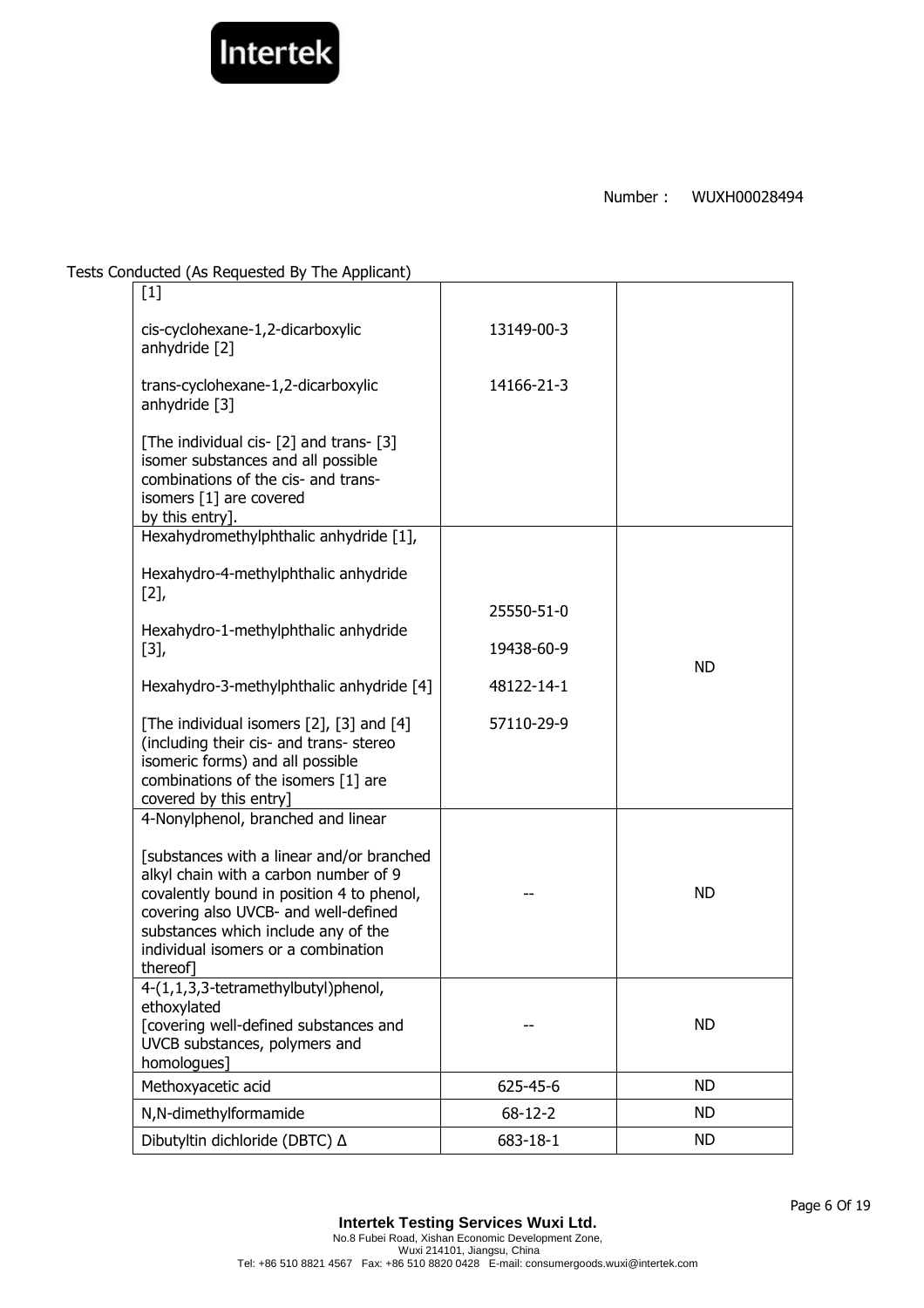Number： WUXH00028494

Tests Conducted (As Requested By The Applicant)

| | | |
|---|---|---|
| [1]<br><br>cis-cyclohexane-1,2-dicarboxylic anhydride [2]<br><br>trans-cyclohexane-1,2-dicarboxylic anhydride [3]<br><br>[The individual cis- [2] and trans- [3] isomer substances and all possible combinations of the cis- and trans- isomers [1] are covered by this entry]. | 13149-00-3<br><br>14166-21-3 | |
| Hexahydromethylphthalic anhydride [1],<br><br>Hexahydro-4-methylphthalic anhydride [2],<br><br>Hexahydro-1-methylphthalic anhydride [3],<br><br>Hexahydro-3-methylphthalic anhydride [4]<br><br>[The individual isomers [2], [3] and [4] (including their cis- and trans- stereo isomeric forms) and all possible combinations of the isomers [1] are covered by this entry] | 25550-51-0<br><br>19438-60-9<br><br>48122-14-1<br><br>57110-29-9 | ND |
| 4-Nonylphenol, branched and linear<br><br>[substances with a linear and/or branched alkyl chain with a carbon number of 9 covalently bound in position 4 to phenol, covering also UVCB- and well-defined substances which include any of the individual isomers or a combination thereof] | -- | ND |
| 4-(1,1,3,3-tetramethylbutyl)phenol, ethoxylated<br>[covering well-defined substances and UVCB substances, polymers and homologues] | -- | ND |
| Methoxyacetic acid | 625-45-6 | ND |
| N,N-dimethylformamide | 68-12-2 | ND |
| Dibutyltin dichloride (DBTC) Δ | 683-18-1 | ND |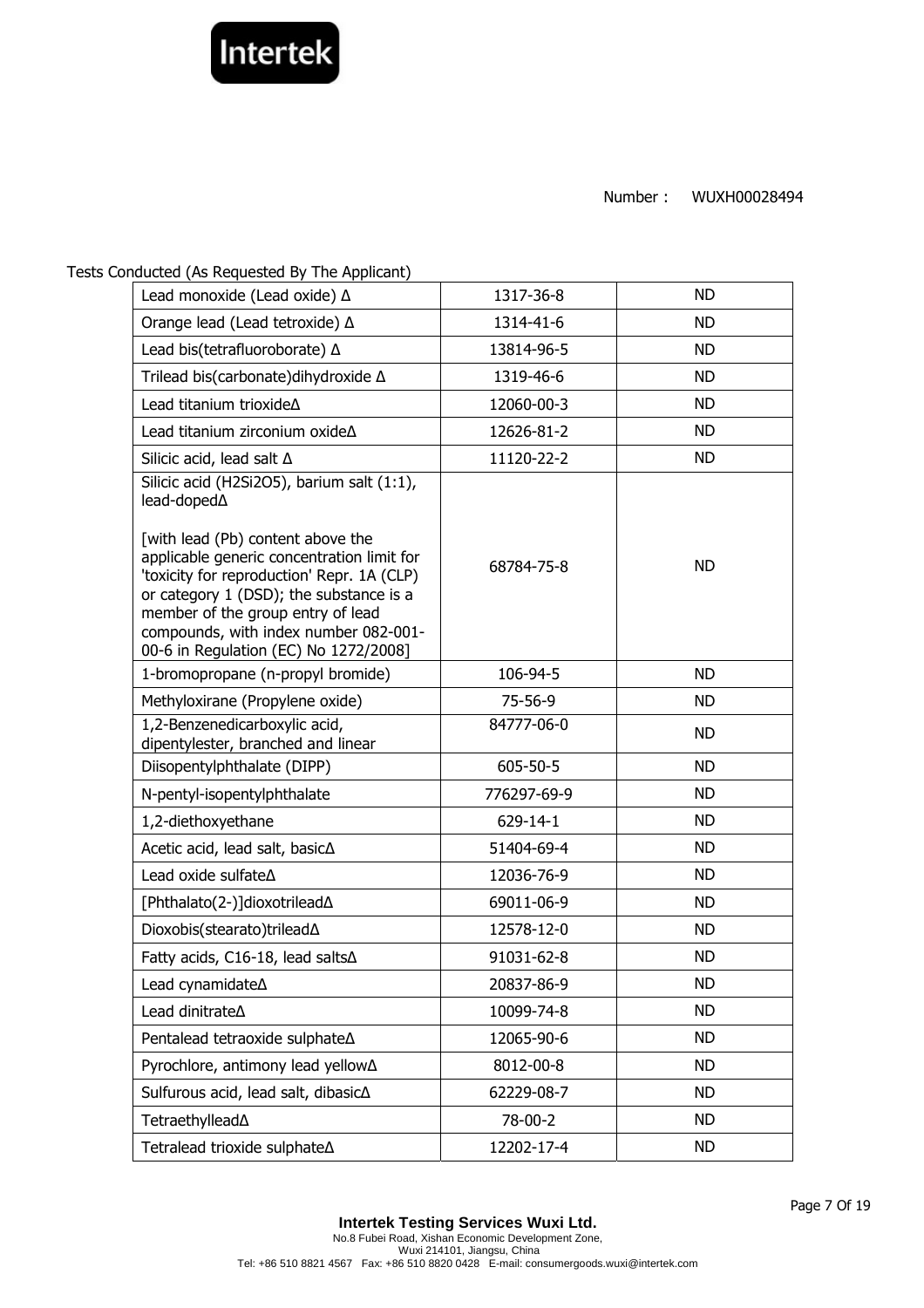Number： WUXH00028494

Tests Conducted (As Requested By The Applicant)

| | | |
|---|---|---|
| Lead monoxide (Lead oxide) Δ | 1317-36-8 | ND |
| Orange lead (Lead tetroxide) Δ | 1314-41-6 | ND |
| Lead bis(tetrafluoroborate) Δ | 13814-96-5 | ND |
| Trilead bis(carbonate)dihydroxide Δ | 1319-46-6 | ND |
| Lead titanium trioxideΔ | 12060-00-3 | ND |
| Lead titanium zirconium oxideΔ | 12626-81-2 | ND |
| Silicic acid, lead salt Δ | 11120-22-2 | ND |
| Silicic acid (H2Si2O5), barium salt (1:1), lead-dopedΔ<br><br>[with lead (Pb) content above the applicable generic concentration limit for 'toxicity for reproduction' Repr. 1A (CLP) or category 1 (DSD); the substance is a member of the group entry of lead compounds, with index number 082-001-00-6 in Regulation (EC) No 1272/2008] | 68784-75-8 | ND |
| 1-bromopropane (n-propyl bromide) | 106-94-5 | ND |
| Methyloxirane (Propylene oxide) | 75-56-9 | ND |
| 1,2-Benzenedicarboxylic acid, dipentylester, branched and linear | 84777-06-0 | ND |
| Diisopentylphthalate (DIPP) | 605-50-5 | ND |
| N-pentyl-isopentylphthalate | 776297-69-9 | ND |
| 1,2-diethoxyethane | 629-14-1 | ND |
| Acetic acid, lead salt, basicΔ | 51404-69-4 | ND |
| Lead oxide sulfateΔ | 12036-76-9 | ND |
| [Phthalato(2-)]dioxotrileadΔ | 69011-06-9 | ND |
| Dioxobis(stearato)trileadΔ | 12578-12-0 | ND |
| Fatty acids, C16-18, lead saltsΔ | 91031-62-8 | ND |
| Lead cynamidateΔ | 20837-86-9 | ND |
| Lead dinitrateΔ | 10099-74-8 | ND |
| Pentalead tetraoxide sulphateΔ | 12065-90-6 | ND |
| Pyrochlore, antimony lead yellowΔ | 8012-00-8 | ND |
| Sulfurous acid, lead salt, dibasicΔ | 62229-08-7 | ND |
| TetraethylleadΔ | 78-00-2 | ND |
| Tetralead trioxide sulphateΔ | 12202-17-4 | ND |

**Intertek Testing Services Wuxi Ltd.**
No.8 Fubei Road, Xishan Economic Development Zone,
Wuxi 214101, Jiangsu, China
Tel: +86 510 8821 4567 Fax: +86 510 8820 0428 E-mail: consumergoods.wuxi@intertek.com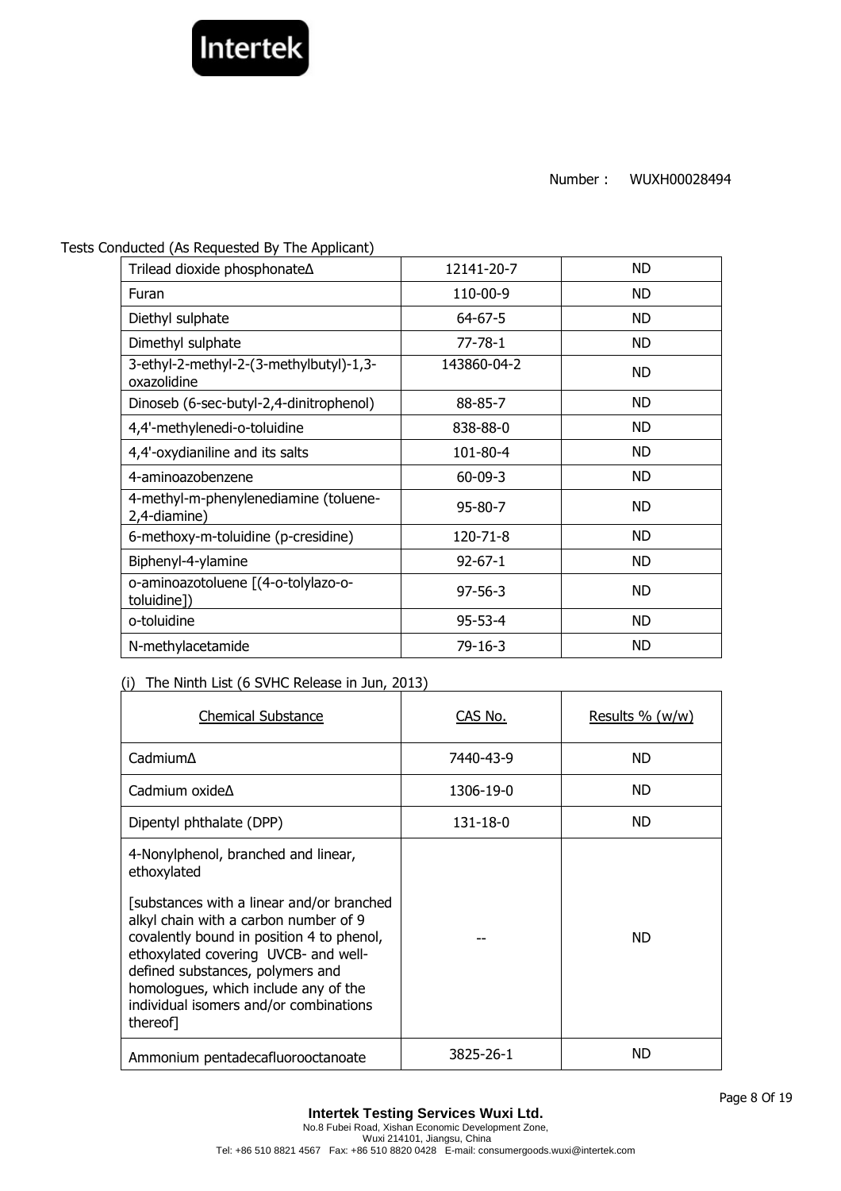Number : WUXH00028494

Tests Conducted (As Requested By The Applicant)

| | | |
|---|---|---|
| Trilead dioxide phosphonateΔ | 12141-20-7 | ND |
| Furan | 110-00-9 | ND |
| Diethyl sulphate | 64-67-5 | ND |
| Dimethyl sulphate | 77-78-1 | ND |
| 3-ethyl-2-methyl-2-(3-methylbutyl)-1,3-oxazolidine | 143860-04-2 | ND |
| Dinoseb (6-sec-butyl-2,4-dinitrophenol) | 88-85-7 | ND |
| 4,4'-methylenedi-o-toluidine | 838-88-0 | ND |
| 4,4'-oxydianiline and its salts | 101-80-4 | ND |
| 4-aminoazobenzene | 60-09-3 | ND |
| 4-methyl-m-phenylenediamine (toluene-2,4-diamine) | 95-80-7 | ND |
| 6-methoxy-m-toluidine (p-cresidine) | 120-71-8 | ND |
| Biphenyl-4-ylamine | 92-67-1 | ND |
| o-aminoazotoluene [(4-o-tolylazo-o-toluidine]) | 97-56-3 | ND |
| o-toluidine | 95-53-4 | ND |
| N-methylacetamide | 79-16-3 | ND |

(i) The Ninth List (6 SVHC Release in Jun, 2013)

| Chemical Substance | CAS No. | Results % (w/w) |
|---|---|---|
| CadmiumΔ | 7440-43-9 | ND |
| Cadmium oxideΔ | 1306-19-0 | ND |
| Dipentyl phthalate (DPP) | 131-18-0 | ND |
| 4-Nonylphenol, branched and linear, ethoxylated<br><br>[substances with a linear and/or branched alkyl chain with a carbon number of 9 covalently bound in position 4 to phenol, ethoxylated covering UVCB- and well-defined substances, polymers and homologues, which include any of the individual isomers and/or combinations thereof] | -- | ND |
| Ammonium pentadecafluorooctanoate | 3825-26-1 | ND |

**Intertek Testing Services Wuxi Ltd.**
No.8 Fubei Road, Xishan Economic Development Zone,
Wuxi 214101, Jiangsu, China
Tel: +86 510 8821 4567 Fax: +86 510 8820 0428 E-mail: consumergoods.wuxi@intertek.com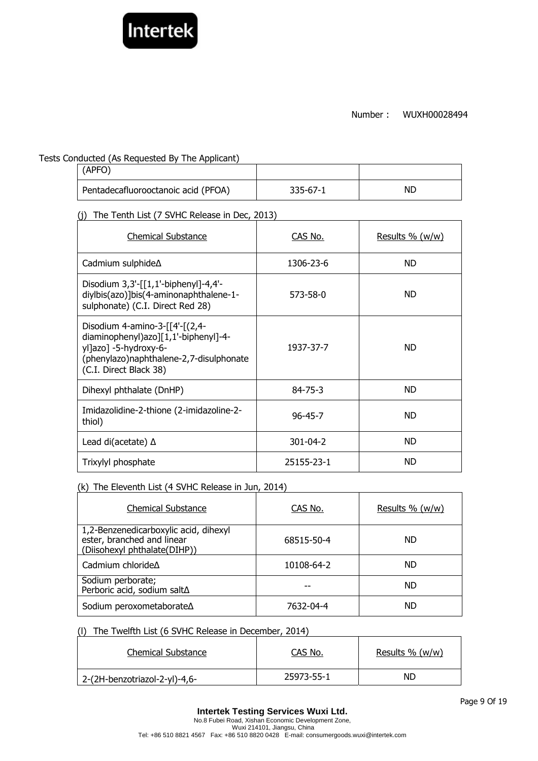Number : WUXH00028494

Tests Conducted (As Requested By The Applicant)

| (APFO) | | |
|---|---|---|
| Pentadecafluorooctanoic acid (PFOA) | 335-67-1 | ND |

(j) The Tenth List (7 SVHC Release in Dec, 2013)

| Chemical Substance | CAS No. | Results % (w/w) |
|---|---|---|
| Cadmium sulphideΔ | 1306-23-6 | ND |
| Disodium 3,3'-[[1,1'-biphenyl]-4,4'-diylbis(azo)]bis(4-aminonaphthalene-1-sulphonate) (C.I. Direct Red 28) | 573-58-0 | ND |
| Disodium 4-amino-3-[[4'-[(2,4-diaminophenyl)azo][1,1'-biphenyl]-4-yl]azo] -5-hydroxy-6-(phenylazo)naphthalene-2,7-disulphonate (C.I. Direct Black 38) | 1937-37-7 | ND |
| Dihexyl phthalate (DnHP) | 84-75-3 | ND |
| Imidazolidine-2-thione (2-imidazoline-2-thiol) | 96-45-7 | ND |
| Lead di(acetate) Δ | 301-04-2 | ND |
| Trixylyl phosphate | 25155-23-1 | ND |

(k) The Eleventh List (4 SVHC Release in Jun, 2014)

| Chemical Substance | CAS No. | Results % (w/w) |
|---|---|---|
| 1,2-Benzenedicarboxylic acid, dihexyl ester, branched and linear (Diisohexyl phthalate(DIHP)) | 68515-50-4 | ND |
| Cadmium chlorideΔ | 10108-64-2 | ND |
| Sodium perborate; Perboric acid, sodium saltΔ | -- | ND |
| Sodium peroxometaborateΔ | 7632-04-4 | ND |

(l) The Twelfth List (6 SVHC Release in December, 2014)

| Chemical Substance | CAS No. | Results % (w/w) |
|---|---|---|
| 2-(2H-benzotriazol-2-yl)-4,6- | 25973-55-1 | ND |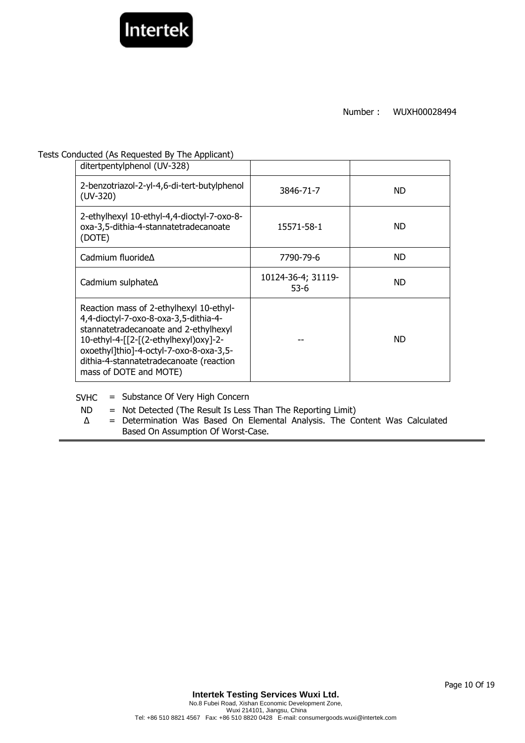Number : WUXH00028494

Tests Conducted (As Requested By The Applicant)

| | | |
|---|---|---|
| ditertpentylphenol (UV-328) | | |
| 2-benzotriazol-2-yl-4,6-di-tert-butylphenol (UV-320) | 3846-71-7 | ND |
| 2-ethylhexyl 10-ethyl-4,4-dioctyl-7-oxo-8-oxa-3,5-dithia-4-stannatetradecanoate (DOTE) | 15571-58-1 | ND |
| Cadmium fluorideΔ | 7790-79-6 | ND |
| Cadmium sulphateΔ | 10124-36-4; 31119-53-6 | ND |
| Reaction mass of 2-ethylhexyl 10-ethyl-4,4-dioctyl-7-oxo-8-oxa-3,5-dithia-4-stannatetradecanoate and 2-ethylhexyl 10-ethyl-4-[[2-[(2-ethylhexyl)oxy]-2-oxoethyl]thio]-4-octyl-7-oxo-8-oxa-3,5-dithia-4-stannatetradecanoate (reaction mass of DOTE and MOTE) | -- | ND |

SVHC = Substance Of Very High Concern

ND = Not Detected (The Result Is Less Than The Reporting Limit)

Δ = Determination Was Based On Elemental Analysis. The Content Was Calculated Based On Assumption Of Worst-Case.

**Intertek Testing Services Wuxi Ltd.**
No.8 Fubei Road, Xishan Economic Development Zone,
Wuxi 214101, Jiangsu, China
Tel: +86 510 8821 4567 Fax: +86 510 8820 0428 E-mail: consumergoods.wuxi@intertek.com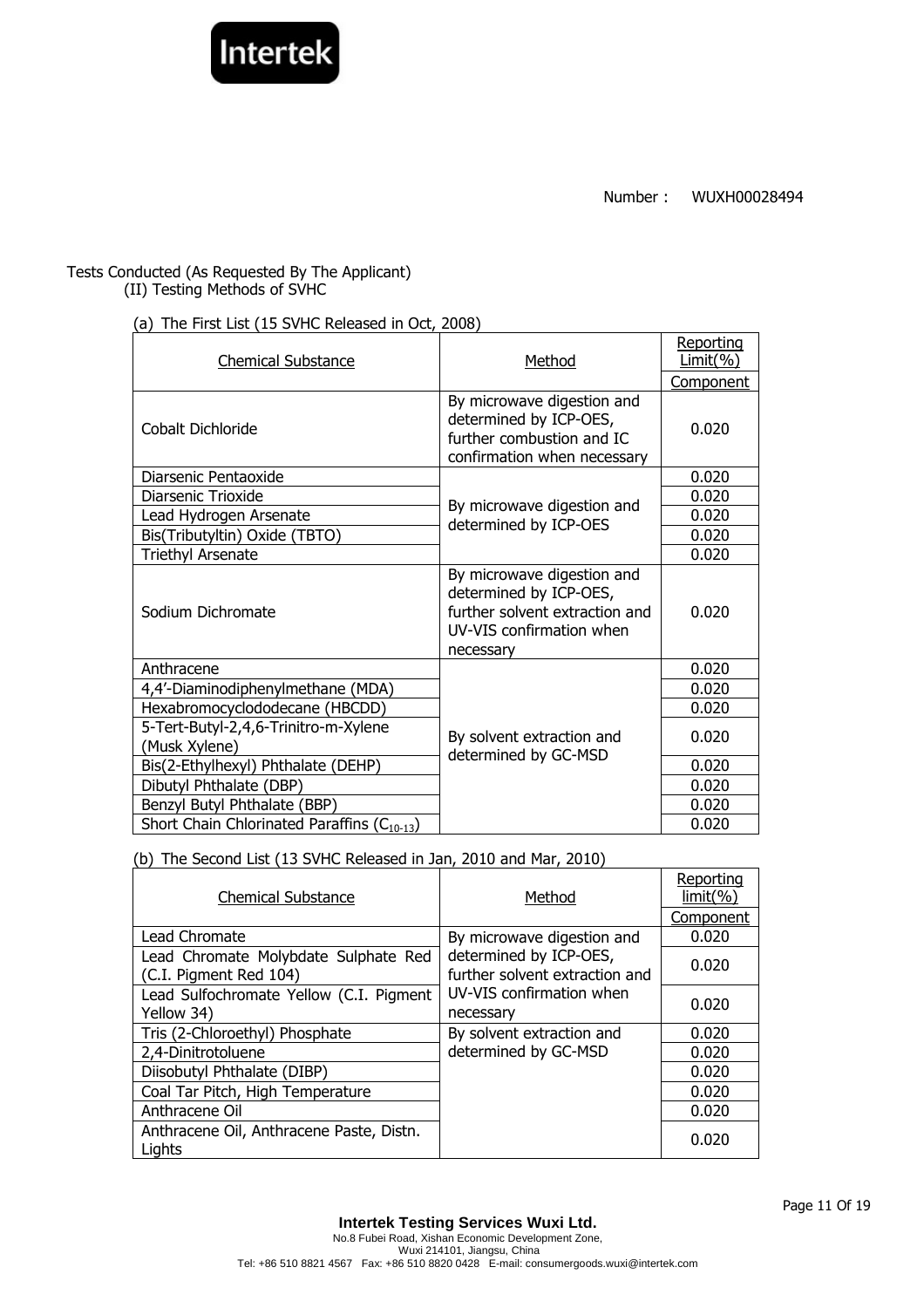Number : WUXH00028494

Tests Conducted (As Requested By The Applicant)

(II) Testing Methods of SVHC

(a) The First List (15 SVHC Released in Oct, 2008)

| Chemical Substance | Method | Reporting Limit(%) Component |
|---|---|---|
| Cobalt Dichloride | By microwave digestion and determined by ICP-OES, further combustion and IC confirmation when necessary | 0.020 |
| Diarsenic Pentaoxide | By microwave digestion and determined by ICP-OES | 0.020 |
| Diarsenic Trioxide | | 0.020 |
| Lead Hydrogen Arsenate | | 0.020 |
| Bis(Tributyltin) Oxide (TBTO) | | 0.020 |
| Triethyl Arsenate | | 0.020 |
| Sodium Dichromate | By microwave digestion and determined by ICP-OES, further solvent extraction and UV-VIS confirmation when necessary | 0.020 |
| Anthracene | By solvent extraction and determined by GC-MSD | 0.020 |
| 4,4'-Diaminodiphenylmethane (MDA) | | 0.020 |
| Hexabromocyclododecane (HBCDD) | | 0.020 |
| 5-Tert-Butyl-2,4,6-Trinitro-m-Xylene (Musk Xylene) | | 0.020 |
| Bis(2-Ethylhexyl) Phthalate (DEHP) | | 0.020 |
| Dibutyl Phthalate (DBP) | | 0.020 |
| Benzyl Butyl Phthalate (BBP) | | 0.020 |
| Short Chain Chlorinated Paraffins ($C_{10-13}$) | | 0.020 |

(b) The Second List (13 SVHC Released in Jan, 2010 and Mar, 2010)

| Chemical Substance | Method | Reporting limit(%) Component |
|---|---|---|
| Lead Chromate | By microwave digestion and determined by ICP-OES, further solvent extraction and UV-VIS confirmation when necessary | 0.020 |
| Lead Chromate Molybdate Sulphate Red (C.I. Pigment Red 104) | | 0.020 |
| Lead Sulfochromate Yellow (C.I. Pigment Yellow 34) | | 0.020 |
| Tris (2-Chloroethyl) Phosphate | By solvent extraction and determined by GC-MSD | 0.020 |
| 2,4-Dinitrotoluene | | 0.020 |
| Diisobutyl Phthalate (DIBP) | | 0.020 |
| Coal Tar Pitch, High Temperature | | 0.020 |
| Anthracene Oil | | 0.020 |
| Anthracene Oil, Anthracene Paste, Distn. Lights | | 0.020 |

**Intertek Testing Services Wuxi Ltd.**
No.8 Fubei Road, Xishan Economic Development Zone,
Wuxi 214101, Jiangsu, China
Tel: +86 510 8821 4567 Fax: +86 510 8820 0428 E-mail: consumergoods.wuxi@intertek.com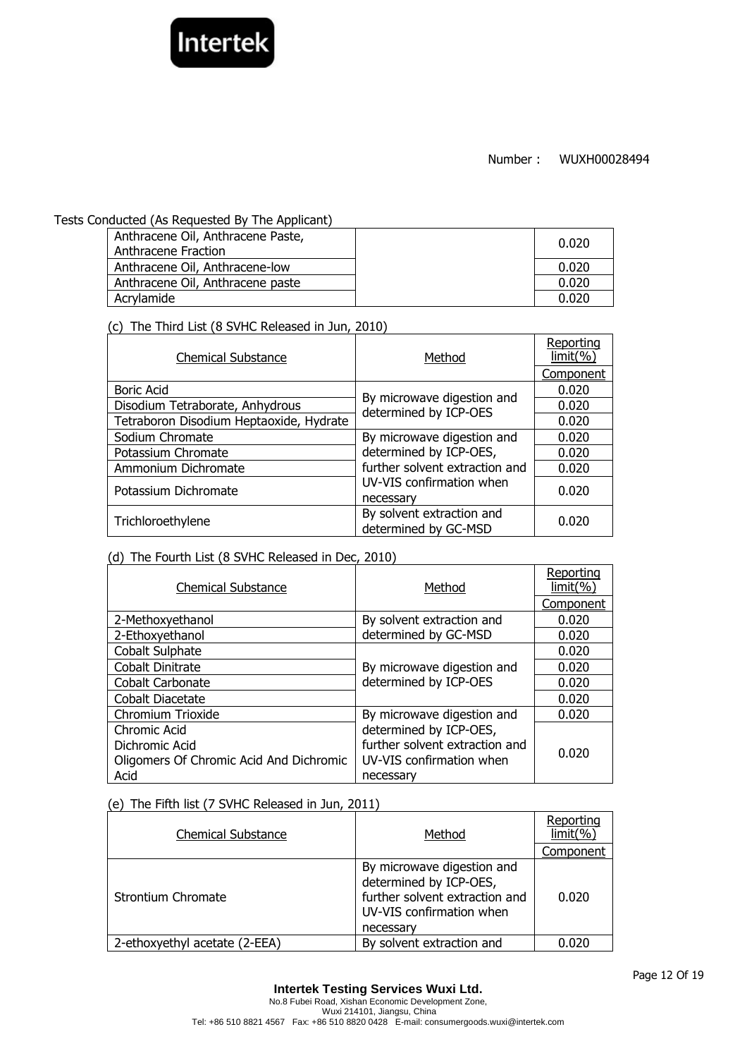Number： WUXH00028494

Tests Conducted (As Requested By The Applicant)

| | | |
|---|---|---|
| Anthracene Oil, Anthracene Paste, Anthracene Fraction | | 0.020 |
| Anthracene Oil, Anthracene-low | | 0.020 |
| Anthracene Oil, Anthracene paste | | 0.020 |
| Acrylamide | | 0.020 |

(c) The Third List (8 SVHC Released in Jun, 2010)

| Chemical Substance | Method | Reporting limit(%) |
|---|---|---|
| | | Component |
| Boric Acid | By microwave digestion and determined by ICP-OES | 0.020 |
| Disodium Tetraborate, Anhydrous | | 0.020 |
| Tetraboron Disodium Heptaoxide, Hydrate | | 0.020 |
| Sodium Chromate | By microwave digestion and determined by ICP-OES, further solvent extraction and UV-VIS confirmation when necessary | 0.020 |
| Potassium Chromate | | 0.020 |
| Ammonium Dichromate | | 0.020 |
| Potassium Dichromate | | 0.020 |
| Trichloroethylene | By solvent extraction and determined by GC-MSD | 0.020 |

(d) The Fourth List (8 SVHC Released in Dec, 2010)

| Chemical Substance | Method | Reporting limit(%) |
|---|---|---|
| | | Component |
| 2-Methoxyethanol | By solvent extraction and determined by GC-MSD | 0.020 |
| 2-Ethoxyethanol | | 0.020 |
| Cobalt Sulphate | By microwave digestion and determined by ICP-OES | 0.020 |
| Cobalt Dinitrate | | 0.020 |
| Cobalt Carbonate | | 0.020 |
| Cobalt Diacetate | | 0.020 |
| Chromium Trioxide | By microwave digestion and determined by ICP-OES, further solvent extraction and UV-VIS confirmation when necessary | 0.020 |
| Chromic Acid<br>Dichromic Acid<br>Oligomers Of Chromic Acid And Dichromic Acid | | 0.020 |

(e) The Fifth list (7 SVHC Released in Jun, 2011)

| Chemical Substance | Method | Reporting limit(%) |
|---|---|---|
| | | Component |
| Strontium Chromate | By microwave digestion and determined by ICP-OES, further solvent extraction and UV-VIS confirmation when necessary | 0.020 |
| 2-ethoxyethyl acetate (2-EEA) | By solvent extraction and | 0.020 |

**Intertek Testing Services Wuxi Ltd.**
No.8 Fubei Road, Xishan Economic Development Zone,
Wuxi 214101, Jiangsu, China
Tel: +86 510 8821 4567 Fax: +86 510 8820 0428 E-mail: consumergoods.wuxi@intertek.com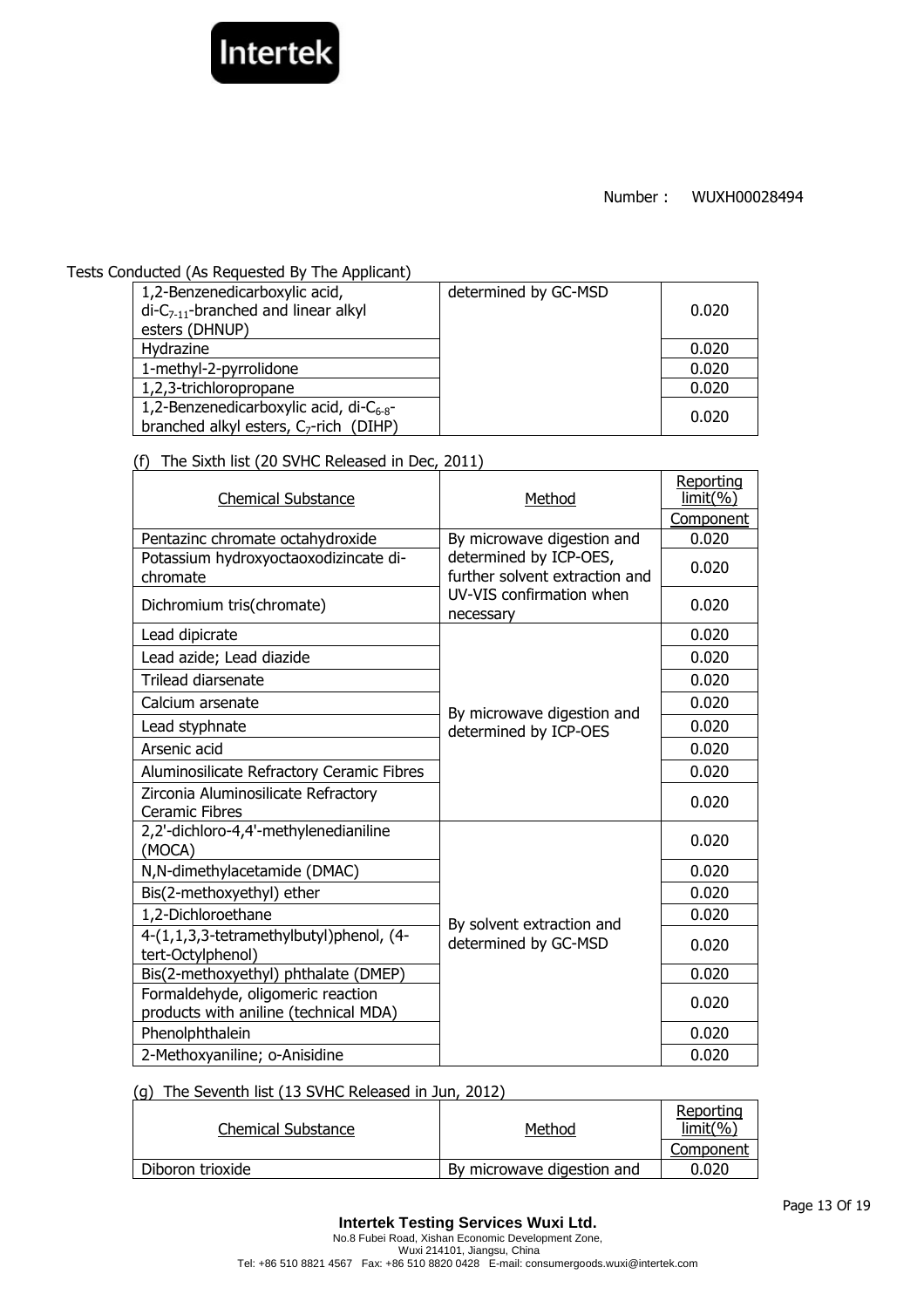Number： WUXH00028494

Tests Conducted (As Requested By The Applicant)

| | | |
|---|---|---|
| 1,2-Benzenedicarboxylic acid, di-$C_{7-11}$-branched and linear alkyl esters (DHNUP) | determined by GC-MSD | 0.020 |
| Hydrazine | | 0.020 |
| 1-methyl-2-pyrrolidone | | 0.020 |
| 1,2,3-trichloropropane | | 0.020 |
| 1,2-Benzenedicarboxylic acid, di-$C_{6-8}$-branched alkyl esters, $C_7$-rich (DIHP) | | 0.020 |

(f) The Sixth list (20 SVHC Released in Dec, 2011)

| Chemical Substance | Method | Reporting limit(%) Component |
|---|---|---|
| Pentazinc chromate octahydroxide | By microwave digestion and determined by ICP-OES, further solvent extraction and UV-VIS confirmation when necessary | 0.020 |
| Potassium hydroxyoctaoxodizincate di-chromate | | 0.020 |
| Dichromium tris(chromate) | | 0.020 |
| Lead dipicrate | By microwave digestion and determined by ICP-OES | 0.020 |
| Lead azide; Lead diazide | | 0.020 |
| Trilead diarsenate | | 0.020 |
| Calcium arsenate | | 0.020 |
| Lead styphnate | | 0.020 |
| Arsenic acid | | 0.020 |
| Aluminosilicate Refractory Ceramic Fibres | | 0.020 |
| Zirconia Aluminosilicate Refractory Ceramic Fibres | | 0.020 |
| 2,2'-dichloro-4,4'-methylenedianiline (MOCA) | By solvent extraction and determined by GC-MSD | 0.020 |
| N,N-dimethylacetamide (DMAC) | | 0.020 |
| Bis(2-methoxyethyl) ether | | 0.020 |
| 1,2-Dichloroethane | | 0.020 |
| 4-(1,1,3,3-tetramethylbutyl)phenol, (4-tert-Octylphenol) | | 0.020 |
| Bis(2-methoxyethyl) phthalate (DMEP) | | 0.020 |
| Formaldehyde, oligomeric reaction products with aniline (technical MDA) | | 0.020 |
| Phenolphthalein | | 0.020 |
| 2-Methoxyaniline; o-Anisidine | | 0.020 |

(g) The Seventh list (13 SVHC Released in Jun, 2012)

| Chemical Substance | Method | Reporting limit(%) Component |
|---|---|---|
| Diboron trioxide | By microwave digestion and | 0.020 |

**Intertek Testing Services Wuxi Ltd.**
No.8 Fubei Road, Xishan Economic Development Zone,
Wuxi 214101, Jiangsu, China
Tel: +86 510 8821 4567 Fax: +86 510 8820 0428 E-mail: consumergoods.wuxi@intertek.com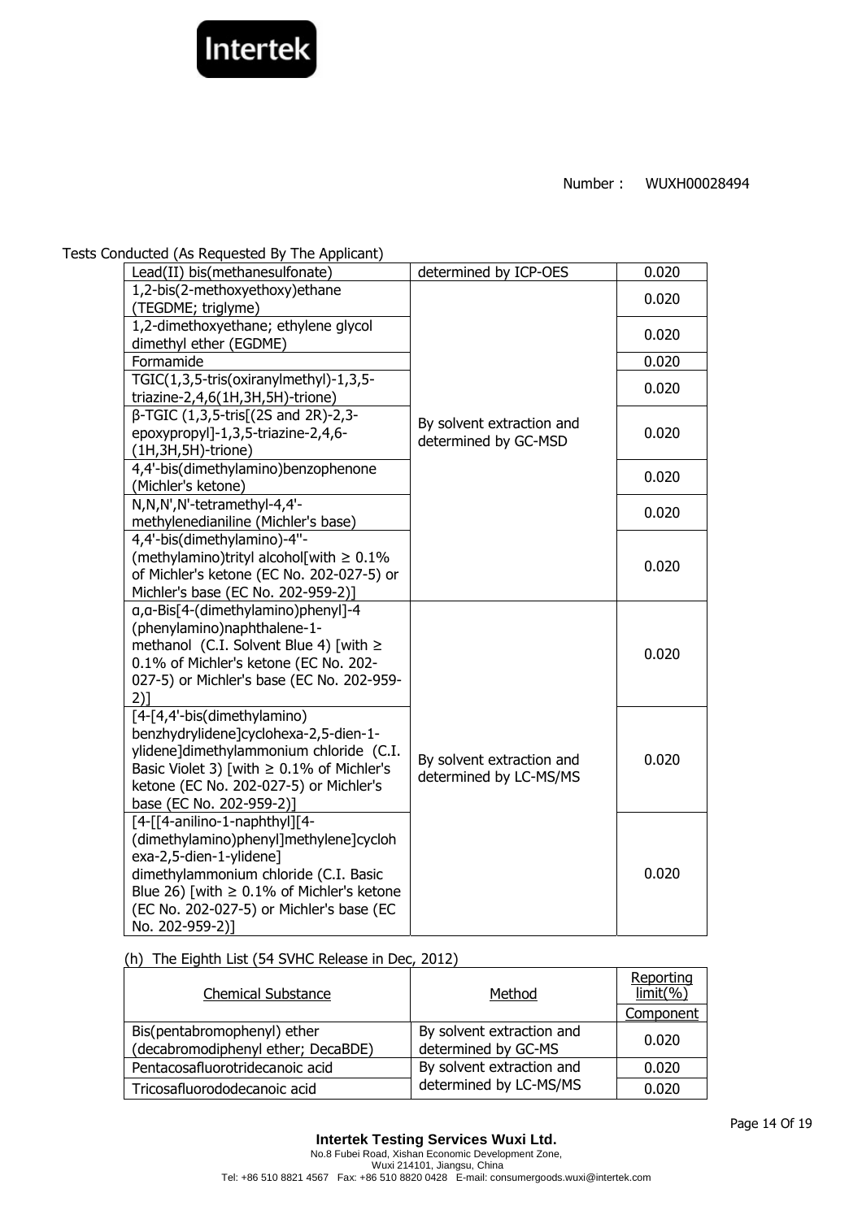Number： WUXH00028494

Tests Conducted (As Requested By The Applicant)

| | | |
|---|---|---|
| Lead(II) bis(methanesulfonate) | determined by ICP-OES | 0.020 |
| 1,2-bis(2-methoxyethoxy)ethane (TEGDME; triglyme) | By solvent extraction and determined by GC-MSD | 0.020 |
| 1,2-dimethoxyethane; ethylene glycol dimethyl ether (EGDME) | | 0.020 |
| Formamide | | 0.020 |
| TGIC(1,3,5-tris(oxiranylmethyl)-1,3,5-triazine-2,4,6(1H,3H,5H)-trione) | | 0.020 |
| β-TGIC (1,3,5-tris[(2S and 2R)-2,3-epoxypropyl]-1,3,5-triazine-2,4,6-(1H,3H,5H)-trione) | | 0.020 |
| 4,4'-bis(dimethylamino)benzophenone (Michler's ketone) | | 0.020 |
| N,N,N',N'-tetramethyl-4,4'-methylenedianiline (Michler's base) | | 0.020 |
| 4,4'-bis(dimethylamino)-4''-(methylamino)trityl alcohol[with ≥ 0.1% of Michler's ketone (EC No. 202-027-5) or Michler's base (EC No. 202-959-2)] | | 0.020 |
| α,α-Bis[4-(dimethylamino)phenyl]-4 (phenylamino)naphthalene-1-methanol (C.I. Solvent Blue 4) [with ≥ 0.1% of Michler's ketone (EC No. 202-027-5) or Michler's base (EC No. 202-959-2)] | By solvent extraction and determined by LC-MS/MS | 0.020 |
| [4-[4,4'-bis(dimethylamino) benzhydrylidene]cyclohexa-2,5-dien-1-ylidene]dimethylammonium chloride (C.I. Basic Violet 3) [with ≥ 0.1% of Michler's ketone (EC No. 202-027-5) or Michler's base (EC No. 202-959-2)] | | 0.020 |
| [4-[[4-anilino-1-naphthyl][4-(dimethylamino)phenyl]methylene]cyclohexa-2,5-dien-1-ylidene] dimethylammonium chloride (C.I. Basic Blue 26) [with ≥ 0.1% of Michler's ketone (EC No. 202-027-5) or Michler's base (EC No. 202-959-2)] | | 0.020 |

(h) The Eighth List (54 SVHC Release in Dec, 2012)

| Chemical Substance | Method | Reporting limit(%) |
|---|---|---|
| | | Component |
| Bis(pentabromophenyl) ether (decabromodiphenyl ether; DecaBDE) | By solvent extraction and determined by GC-MS | 0.020 |
| Pentacosafluorotridecanoic acid | By solvent extraction and determined by LC-MS/MS | 0.020 |
| Tricosafluorododecanoic acid | | 0.020 |

**Intertek Testing Services Wuxi Ltd.**
No.8 Fubei Road, Xishan Economic Development Zone,
Wuxi 214101, Jiangsu, China
Tel: +86 510 8821 4567 Fax: +86 510 8820 0428 E-mail: consumergoods.wuxi@intertek.com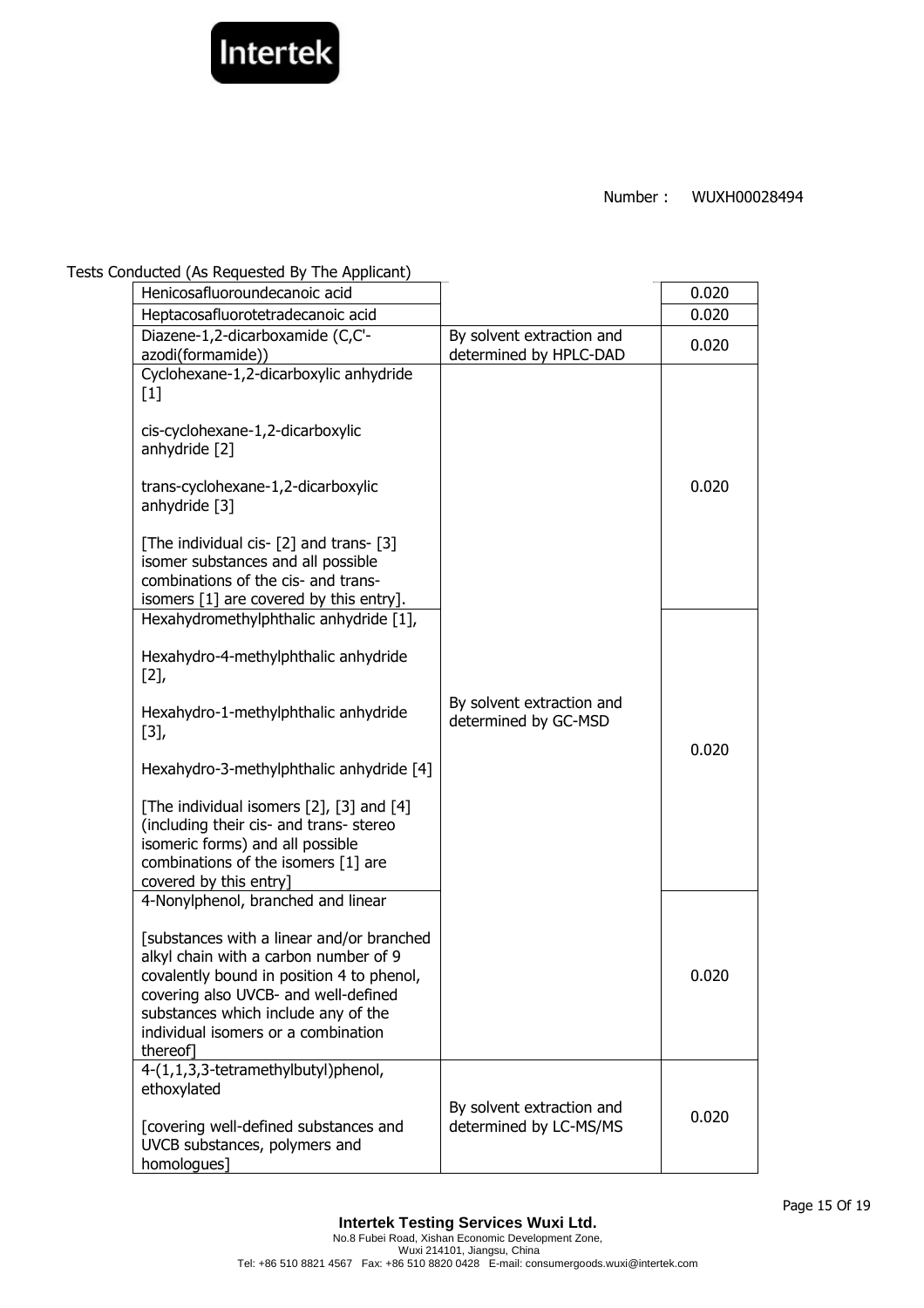Number： WUXH00028494

Tests Conducted (As Requested By The Applicant)

| | | |
|---|---|---|
| Henicosafluoroundecanoic acid | | 0.020 |
| Heptacosafluorotetradecanoic acid | | 0.020 |
| Diazene-1,2-dicarboxamide (C,C'-azodi(formamide)) | By solvent extraction and determined by HPLC-DAD | 0.020 |
| Cyclohexane-1,2-dicarboxylic anhydride [1]<br><br>cis-cyclohexane-1,2-dicarboxylic anhydride [2]<br><br>trans-cyclohexane-1,2-dicarboxylic anhydride [3]<br><br>[The individual cis- [2] and trans- [3] isomer substances and all possible combinations of the cis- and trans-isomers [1] are covered by this entry]. | By solvent extraction and determined by GC-MSD | 0.020 |
| Hexahydromethylphthalic anhydride [1],<br><br>Hexahydro-4-methylphthalic anhydride [2],<br><br>Hexahydro-1-methylphthalic anhydride [3],<br><br>Hexahydro-3-methylphthalic anhydride [4]<br><br>[The individual isomers [2], [3] and [4] (including their cis- and trans- stereo isomeric forms) and all possible combinations of the isomers [1] are covered by this entry] | By solvent extraction and determined by GC-MSD | 0.020 |
| 4-Nonylphenol, branched and linear<br><br>[substances with a linear and/or branched alkyl chain with a carbon number of 9 covalently bound in position 4 to phenol, covering also UVCB- and well-defined substances which include any of the individual isomers or a combination thereof] | By solvent extraction and determined by GC-MSD | 0.020 |
| 4-(1,1,3,3-tetramethylbutyl)phenol, ethoxylated<br><br>[covering well-defined substances and UVCB substances, polymers and homologues] | By solvent extraction and determined by LC-MS/MS | 0.020 |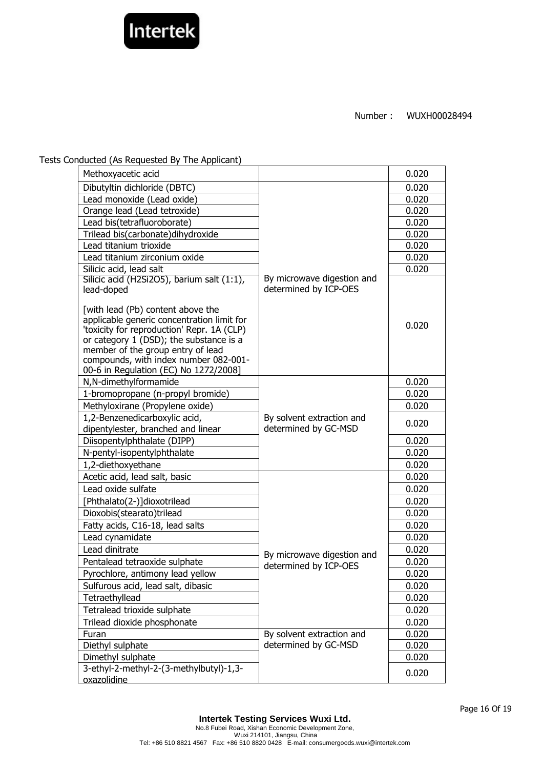Number： WUXH00028494

Tests Conducted (As Requested By The Applicant)

| | | |
|---|---|---|
| Methoxyacetic acid | | 0.020 |
| Dibutyltin dichloride (DBTC) | By microwave digestion and determined by ICP-OES | 0.020 |
| Lead monoxide (Lead oxide) | | 0.020 |
| Orange lead (Lead tetroxide) | | 0.020 |
| Lead bis(tetrafluoroborate) | | 0.020 |
| Trilead bis(carbonate)dihydroxide | | 0.020 |
| Lead titanium trioxide | | 0.020 |
| Lead titanium zirconium oxide | | 0.020 |
| Silicic acid, lead salt | | 0.020 |
| Silicic acid (H2Si2O5), barium salt (1:1), lead-doped<br><br>[with lead (Pb) content above the applicable generic concentration limit for 'toxicity for reproduction' Repr. 1A (CLP) or category 1 (DSD); the substance is a member of the group entry of lead compounds, with index number 082-001-00-6 in Regulation (EC) No 1272/2008] | | 0.020 |
| N,N-dimethylformamide | By solvent extraction and determined by GC-MSD | 0.020 |
| 1-bromopropane (n-propyl bromide) | | 0.020 |
| Methyloxirane (Propylene oxide) | | 0.020 |
| 1,2-Benzenedicarboxylic acid, dipentylester, branched and linear | | 0.020 |
| Diisopentylphthalate (DIPP) | | 0.020 |
| N-pentyl-isopentylphthalate | | 0.020 |
| 1,2-diethoxyethane | | 0.020 |
| Acetic acid, lead salt, basic | By microwave digestion and determined by ICP-OES | 0.020 |
| Lead oxide sulfate | | 0.020 |
| [Phthalato(2-)]dioxotrilead | | 0.020 |
| Dioxobis(stearato)trilead | | 0.020 |
| Fatty acids, C16-18, lead salts | | 0.020 |
| Lead cynamidate | | 0.020 |
| Lead dinitrate | | 0.020 |
| Pentalead tetraoxide sulphate | | 0.020 |
| Pyrochlore, antimony lead yellow | | 0.020 |
| Sulfurous acid, lead salt, dibasic | | 0.020 |
| Tetraethyllead | | 0.020 |
| Tetralead trioxide sulphate | | 0.020 |
| Trilead dioxide phosphonate | | 0.020 |
| Furan | By solvent extraction and determined by GC-MSD | 0.020 |
| Diethyl sulphate | | 0.020 |
| Dimethyl sulphate | | 0.020 |
| 3-ethyl-2-methyl-2-(3-methylbutyl)-1,3-oxazolidine | | 0.020 |

**Intertek Testing Services Wuxi Ltd.**
No.8 Fubei Road, Xishan Economic Development Zone,
Wuxi 214101, Jiangsu, China
Tel: +86 510 8821 4567 Fax: +86 510 8820 0428 E-mail: consumergoods.wuxi@intertek.com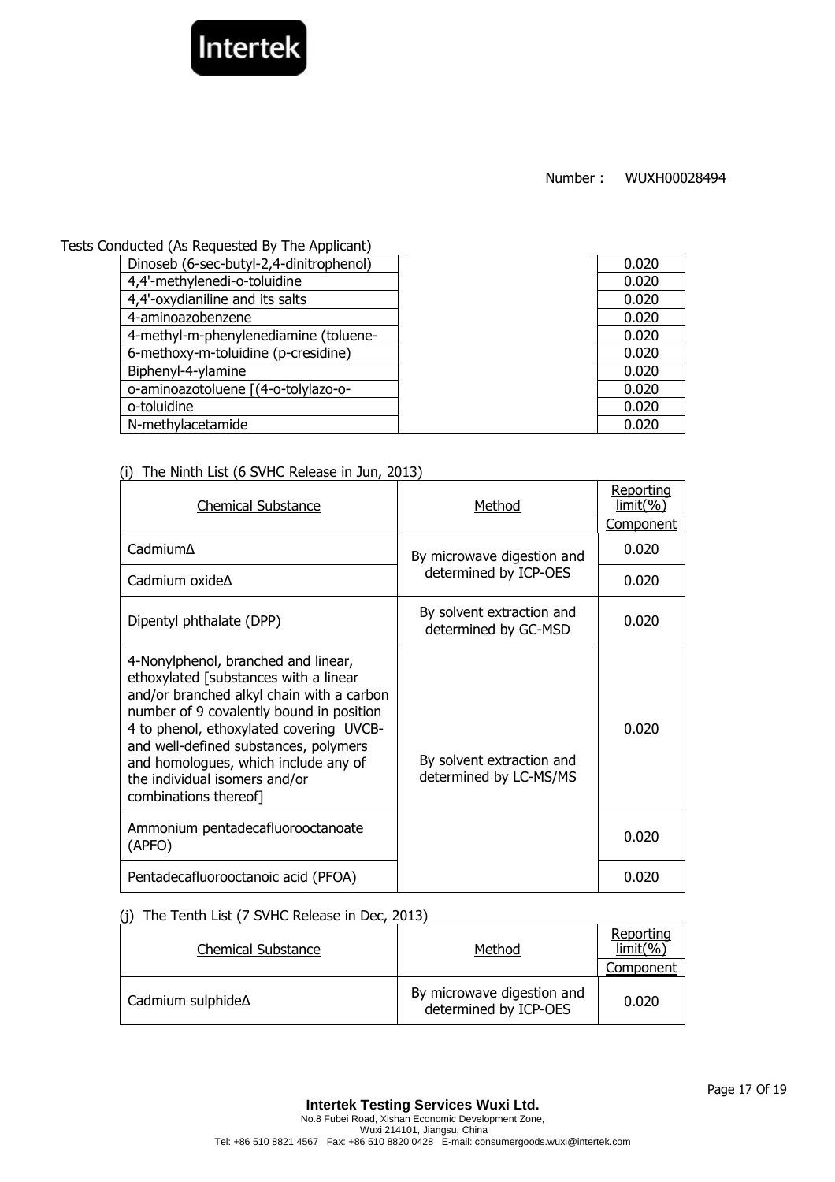Number : WUXH00028494

Tests Conducted (As Requested By The Applicant)

| | | |
|---|---|---|
| Dinoseb (6-sec-butyl-2,4-dinitrophenol) | | 0.020 |
| 4,4'-methylenedi-o-toluidine | | 0.020 |
| 4,4'-oxydianiline and its salts | | 0.020 |
| 4-aminoazobenzene | | 0.020 |
| 4-methyl-m-phenylenediamine (toluene- | | 0.020 |
| 6-methoxy-m-toluidine (p-cresidine) | | 0.020 |
| Biphenyl-4-ylamine | | 0.020 |
| o-aminoazotoluene [(4-o-tolylazo-o- | | 0.020 |
| o-toluidine | | 0.020 |
| N-methylacetamide | | 0.020 |

(i) The Ninth List (6 SVHC Release in Jun, 2013)

| Chemical Substance | Method | Reporting limit(%) |
|---|---|---|
| | | Component |
| CadmiumΔ | By microwave digestion and determined by ICP-OES | 0.020 |
| Cadmium oxideΔ | | 0.020 |
| Dipentyl phthalate (DPP) | By solvent extraction and determined by GC-MSD | 0.020 |
| 4-Nonylphenol, branched and linear, ethoxylated [substances with a linear and/or branched alkyl chain with a carbon number of 9 covalently bound in position 4 to phenol, ethoxylated covering UVCB- and well-defined substances, polymers and homologues, which include any of the individual isomers and/or combinations thereof] | By solvent extraction and determined by LC-MS/MS | 0.020 |
| Ammonium pentadecafluorooctanoate (APFO) | | 0.020 |
| Pentadecafluorooctanoic acid (PFOA) | | 0.020 |

(j) The Tenth List (7 SVHC Release in Dec, 2013)

| Chemical Substance | Method | Reporting limit(%) |
|---|---|---|
| | | Component |
| Cadmium sulphideΔ | By microwave digestion and determined by ICP-OES | 0.020 |

**Intertek Testing Services Wuxi Ltd.**
No.8 Fubei Road, Xishan Economic Development Zone,
Wuxi 214101, Jiangsu, China
Tel: +86 510 8821 4567 Fax: +86 510 8820 0428 E-mail: consumergoods.wuxi@intertek.com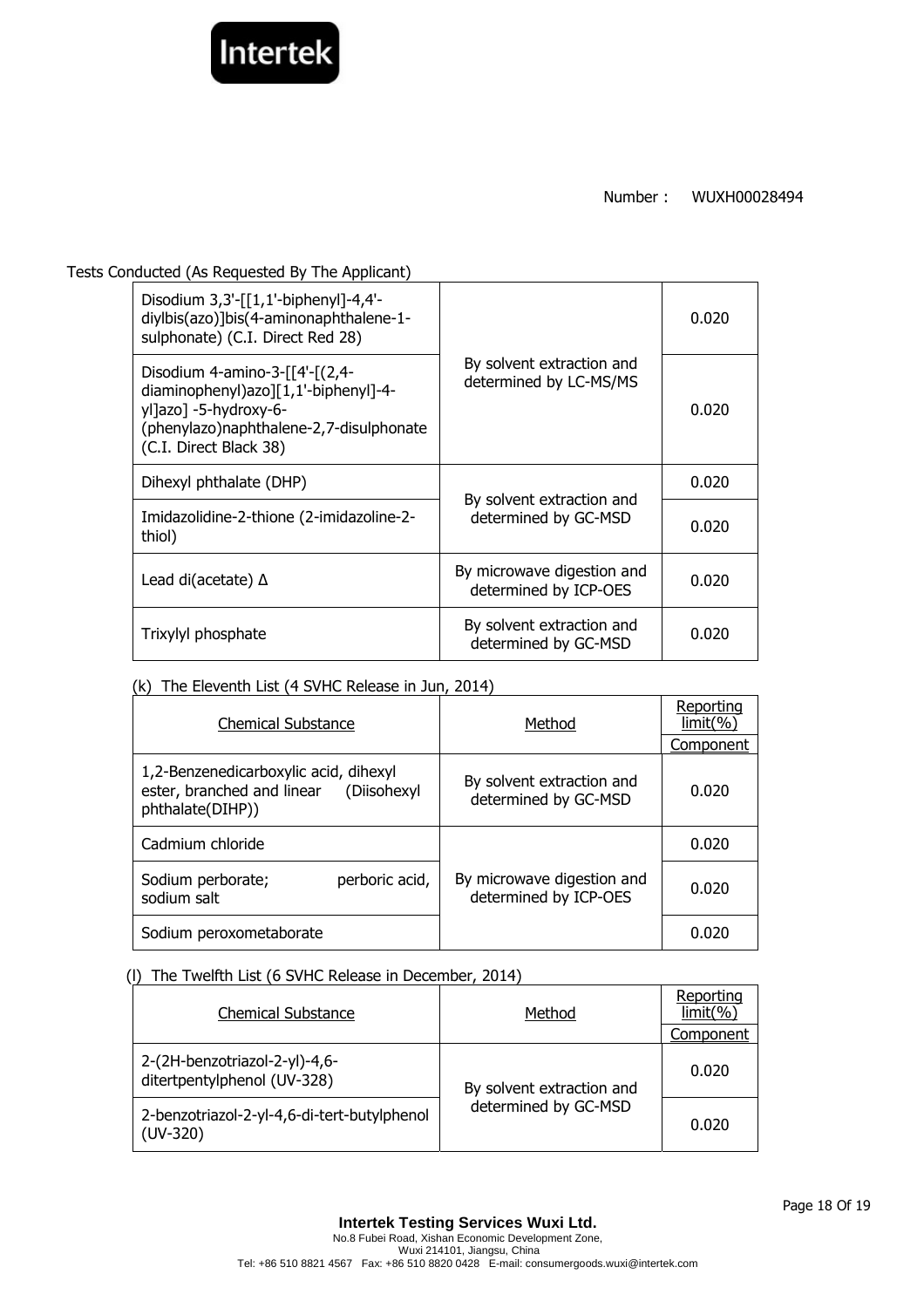Number： WUXH00028494

Tests Conducted (As Requested By The Applicant)

| | | |
|---|---|---|
| Disodium 3,3'-[[1,1'-biphenyl]-4,4'-diylbis(azo)]bis(4-aminonaphthalene-1-sulphonate) (C.I. Direct Red 28) | By solvent extraction and determined by LC-MS/MS | 0.020 |
| Disodium 4-amino-3-[[4'-[(2,4-diaminophenyl)azo][1,1'-biphenyl]-4-yl]azo] -5-hydroxy-6-(phenylazo)naphthalene-2,7-disulphonate (C.I. Direct Black 38) | | 0.020 |
| Dihexyl phthalate (DHP) | By solvent extraction and determined by GC-MSD | 0.020 |
| Imidazolidine-2-thione (2-imidazoline-2-thiol) | | 0.020 |
| Lead di(acetate) Δ | By microwave digestion and determined by ICP-OES | 0.020 |
| Trixylyl phosphate | By solvent extraction and determined by GC-MSD | 0.020 |

(k) The Eleventh List (4 SVHC Release in Jun, 2014)

| Chemical Substance | Method | Reporting limit(%) |
|---|---|---|
| | | Component |
| 1,2-Benzenedicarboxylic acid, dihexyl ester, branched and linear (Diisohexyl phthalate(DIHP)) | By solvent extraction and determined by GC-MSD | 0.020 |
| Cadmium chloride | By microwave digestion and determined by ICP-OES | 0.020 |
| Sodium perborate; perboric acid, sodium salt | | 0.020 |
| Sodium peroxometaborate | | 0.020 |

(l) The Twelfth List (6 SVHC Release in December, 2014)

| Chemical Substance | Method | Reporting limit(%) |
|---|---|---|
| | | Component |
| 2-(2H-benzotriazol-2-yl)-4,6-ditertpentylphenol (UV-328) | By solvent extraction and determined by GC-MSD | 0.020 |
| 2-benzotriazol-2-yl-4,6-di-tert-butylphenol (UV-320) | | 0.020 |

**Intertek Testing Services Wuxi Ltd.**
No.8 Fubei Road, Xishan Economic Development Zone,
Wuxi 214101, Jiangsu, China
Tel: +86 510 8821 4567 Fax: +86 510 8820 0428 E-mail: consumergoods.wuxi@intertek.com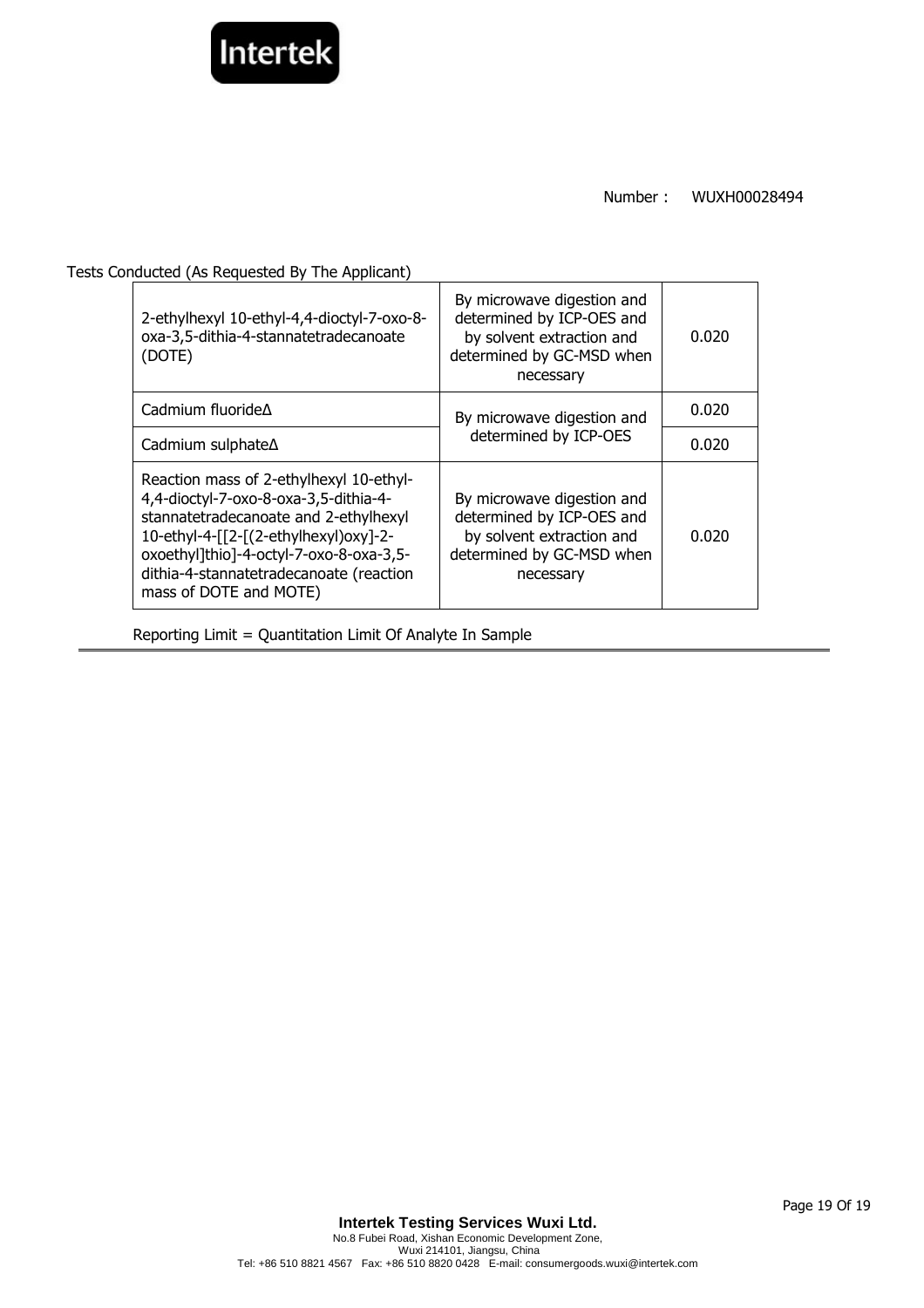Number : WUXH00028494

Tests Conducted (As Requested By The Applicant)

| | | |
|---|---|---|
| 2-ethylhexyl 10-ethyl-4,4-dioctyl-7-oxo-8-oxa-3,5-dithia-4-stannatetradecanoate (DOTE) | By microwave digestion and determined by ICP-OES and by solvent extraction and determined by GC-MSD when necessary | 0.020 |
| Cadmium fluorideΔ | By microwave digestion and determined by ICP-OES | 0.020 |
| Cadmium sulphateΔ | | 0.020 |
| Reaction mass of 2-ethylhexyl 10-ethyl-4,4-dioctyl-7-oxo-8-oxa-3,5-dithia-4-stannatetradecanoate and 2-ethylhexyl 10-ethyl-4-[[2-[(2-ethylhexyl)oxy]-2-oxoethyl]thio]-4-octyl-7-oxo-8-oxa-3,5-dithia-4-stannatetradecanoate (reaction mass of DOTE and MOTE) | By microwave digestion and determined by ICP-OES and by solvent extraction and determined by GC-MSD when necessary | 0.020 |

Reporting Limit = Quantitation Limit Of Analyte In Sample

**Intertek Testing Services Wuxi Ltd.**
No.8 Fubei Road, Xishan Economic Development Zone,
Wuxi 214101, Jiangsu, China
Tel: +86 510 8821 4567 Fax: +86 510 8820 0428 E-mail: consumergoods.wuxi@intertek.com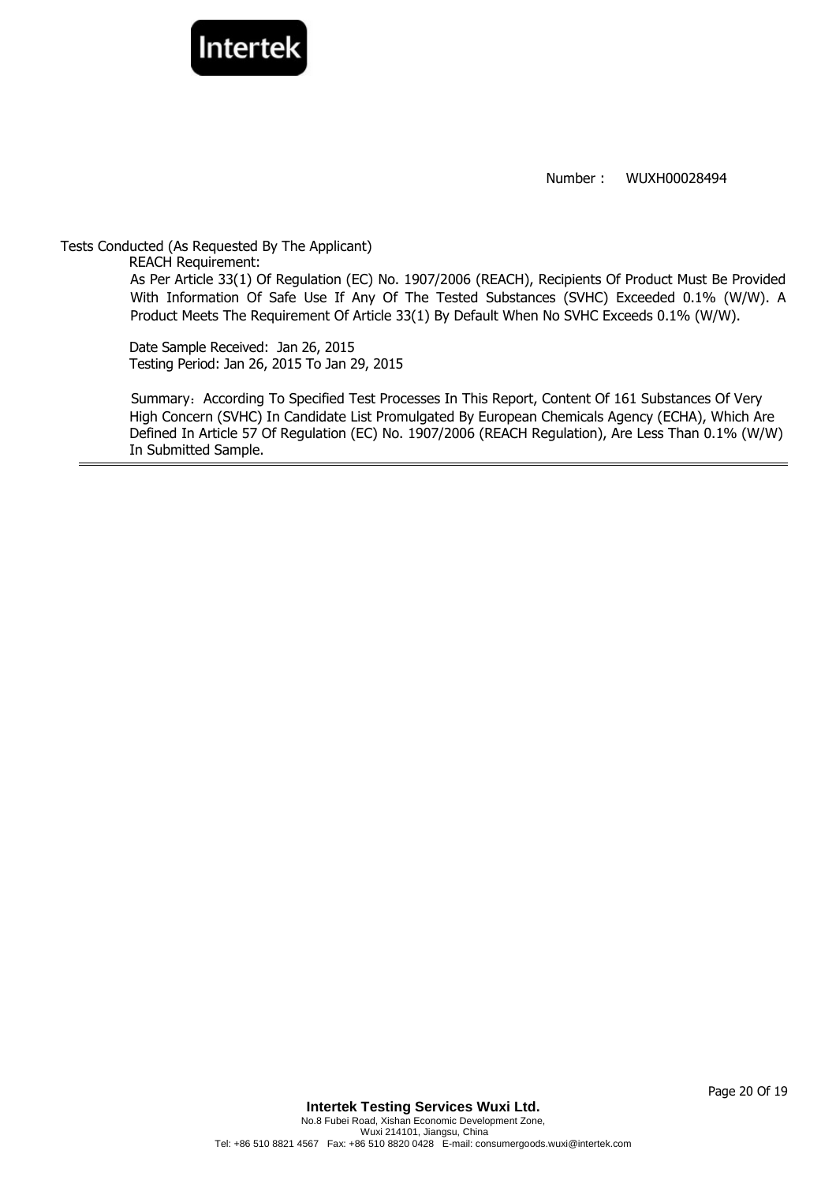Number： WUXH00028494

Tests Conducted (As Requested By The Applicant)

REACH Requirement:

As Per Article 33(1) Of Regulation (EC) No. 1907/2006 (REACH), Recipients Of Product Must Be Provided With Information Of Safe Use If Any Of The Tested Substances (SVHC) Exceeded 0.1% (W/W). A Product Meets The Requirement Of Article 33(1) By Default When No SVHC Exceeds 0.1% (W/W).

Date Sample Received: Jan 26, 2015
Testing Period: Jan 26, 2015 To Jan 29, 2015

Summary：According To Specified Test Processes In This Report, Content Of 161 Substances Of Very High Concern (SVHC) In Candidate List Promulgated By European Chemicals Agency (ECHA), Which Are Defined In Article 57 Of Regulation (EC) No. 1907/2006 (REACH Regulation), Are Less Than 0.1% (W/W) In Submitted Sample.

---

**Intertek Testing Services Wuxi Ltd.**
No.8 Fubei Road, Xishan Economic Development Zone,
Wuxi 214101, Jiangsu, China
Tel: +86 510 8821 4567 Fax: +86 510 8820 0428 E-mail: consumergoods.wuxi@intertek.com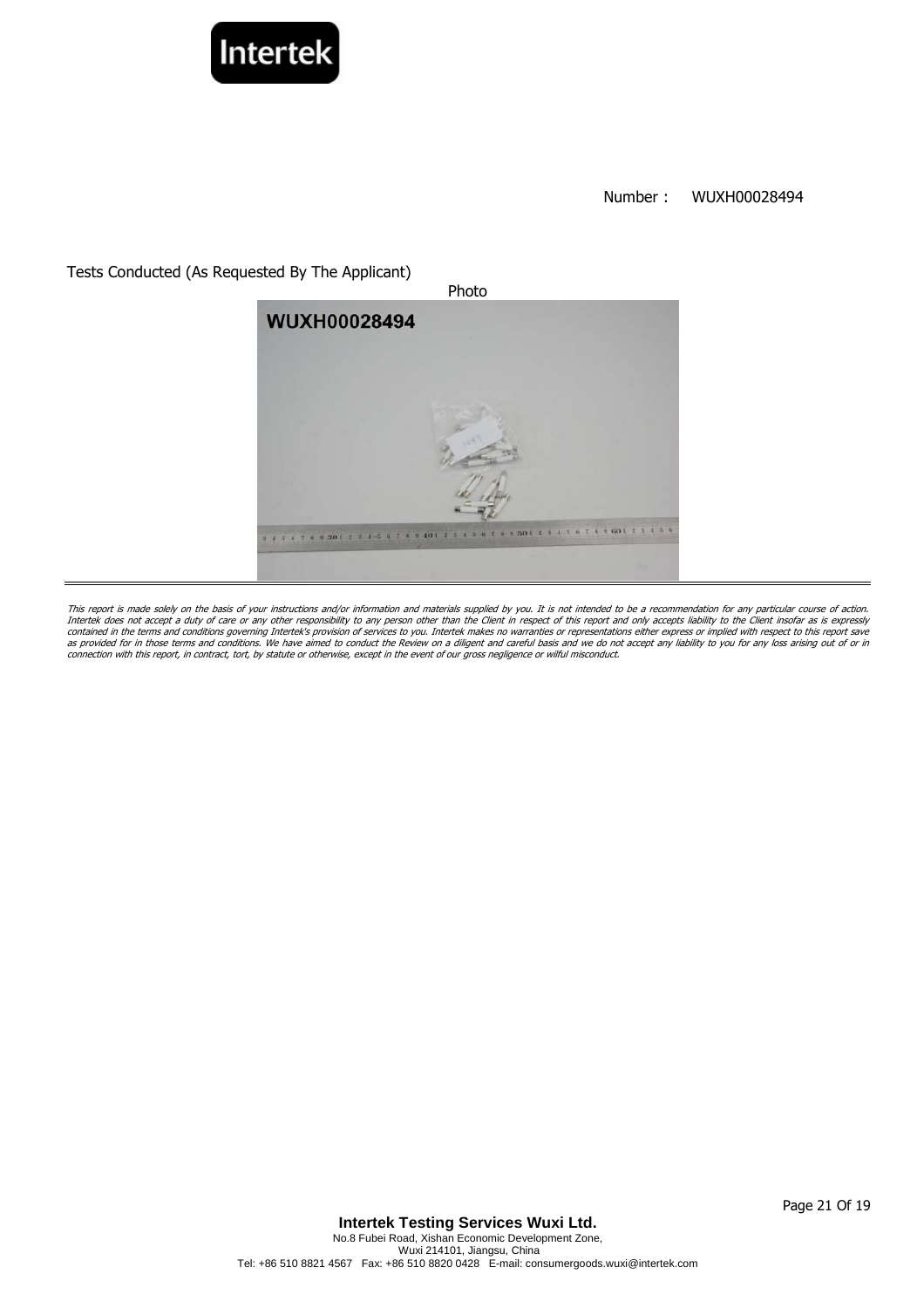Number : WUXH00028494

Tests Conducted (As Requested By The Applicant)

Photo

*This report is made solely on the basis of your instructions and/or information and materials supplied by you. It is not intended to be a recommendation for any particular course of action. Intertek does not accept a duty of care or any other responsibility to any person other than the Client in respect of this report and only accepts liability to the Client insofar as is expressly contained in the terms and conditions governing Intertek's provision of services to you. Intertek makes no warranties or representations either express or implied with respect to this report save as provided for in those terms and conditions. We have aimed to conduct the Review on a diligent and careful basis and we do not accept any liability to you for any loss arising out of or in connection with this report, in contract, tort, by statute or otherwise, except in the event of our gross negligence or wilful misconduct.*